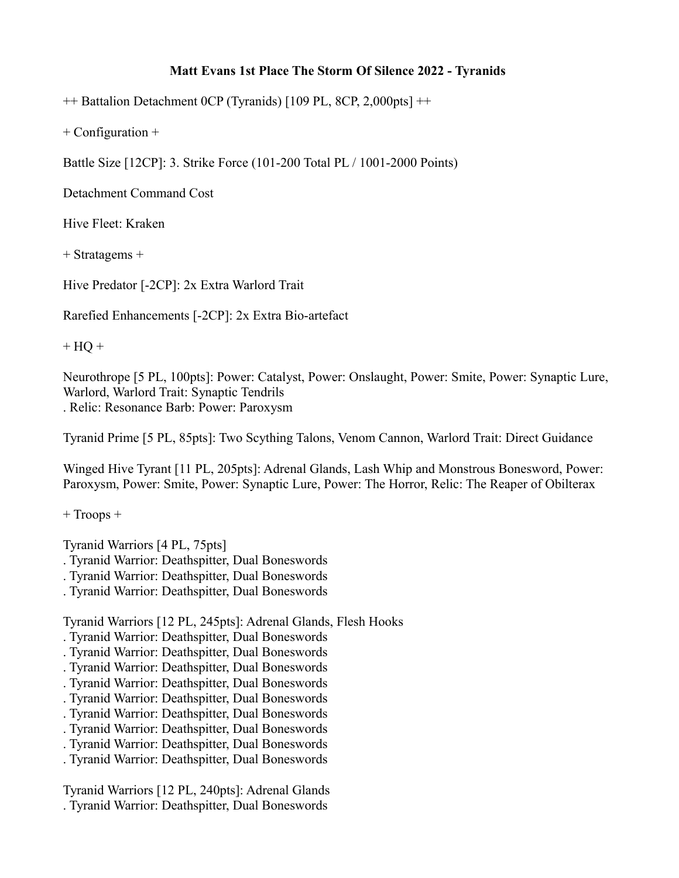# Matt Evans 1st Place The Storm Of Silence 2022 - Tyranids

++ Battalion Detachment 0CP (Tyranids) [109 PL, 8CP, 2,000pts] ++

+ Configuration +

Battle Size [12CP]: 3. Strike Force (101-200 Total PL / 1001-2000 Points)

Detachment Command Cost

Hive Fleet: Kraken

+ Stratagems +

Hive Predator [-2CP]: 2x Extra Warlord Trait

Rarefied Enhancements [-2CP]: 2x Extra Bio-artefact

+ HQ +

Neurothrope [5 PL, 100pts]: Power: Catalyst, Power: Onslaught, Power: Smite, Power: Synaptic Lure, Warlord, Warlord Trait: Synaptic Tendrils
. Relic: Resonance Barb: Power: Paroxysm

Tyranid Prime [5 PL, 85pts]: Two Scything Talons, Venom Cannon, Warlord Trait: Direct Guidance

Winged Hive Tyrant [11 PL, 205pts]: Adrenal Glands, Lash Whip and Monstrous Bonesword, Power: Paroxysm, Power: Smite, Power: Synaptic Lure, Power: The Horror, Relic: The Reaper of Obilterax

+ Troops +

Tyranid Warriors [4 PL, 75pts]
. Tyranid Warrior: Deathspitter, Dual Boneswords
. Tyranid Warrior: Deathspitter, Dual Boneswords
. Tyranid Warrior: Deathspitter, Dual Boneswords

Tyranid Warriors [12 PL, 245pts]: Adrenal Glands, Flesh Hooks
. Tyranid Warrior: Deathspitter, Dual Boneswords
. Tyranid Warrior: Deathspitter, Dual Boneswords
. Tyranid Warrior: Deathspitter, Dual Boneswords
. Tyranid Warrior: Deathspitter, Dual Boneswords
. Tyranid Warrior: Deathspitter, Dual Boneswords
. Tyranid Warrior: Deathspitter, Dual Boneswords
. Tyranid Warrior: Deathspitter, Dual Boneswords
. Tyranid Warrior: Deathspitter, Dual Boneswords
. Tyranid Warrior: Deathspitter, Dual Boneswords

Tyranid Warriors [12 PL, 240pts]: Adrenal Glands
. Tyranid Warrior: Deathspitter, Dual Boneswords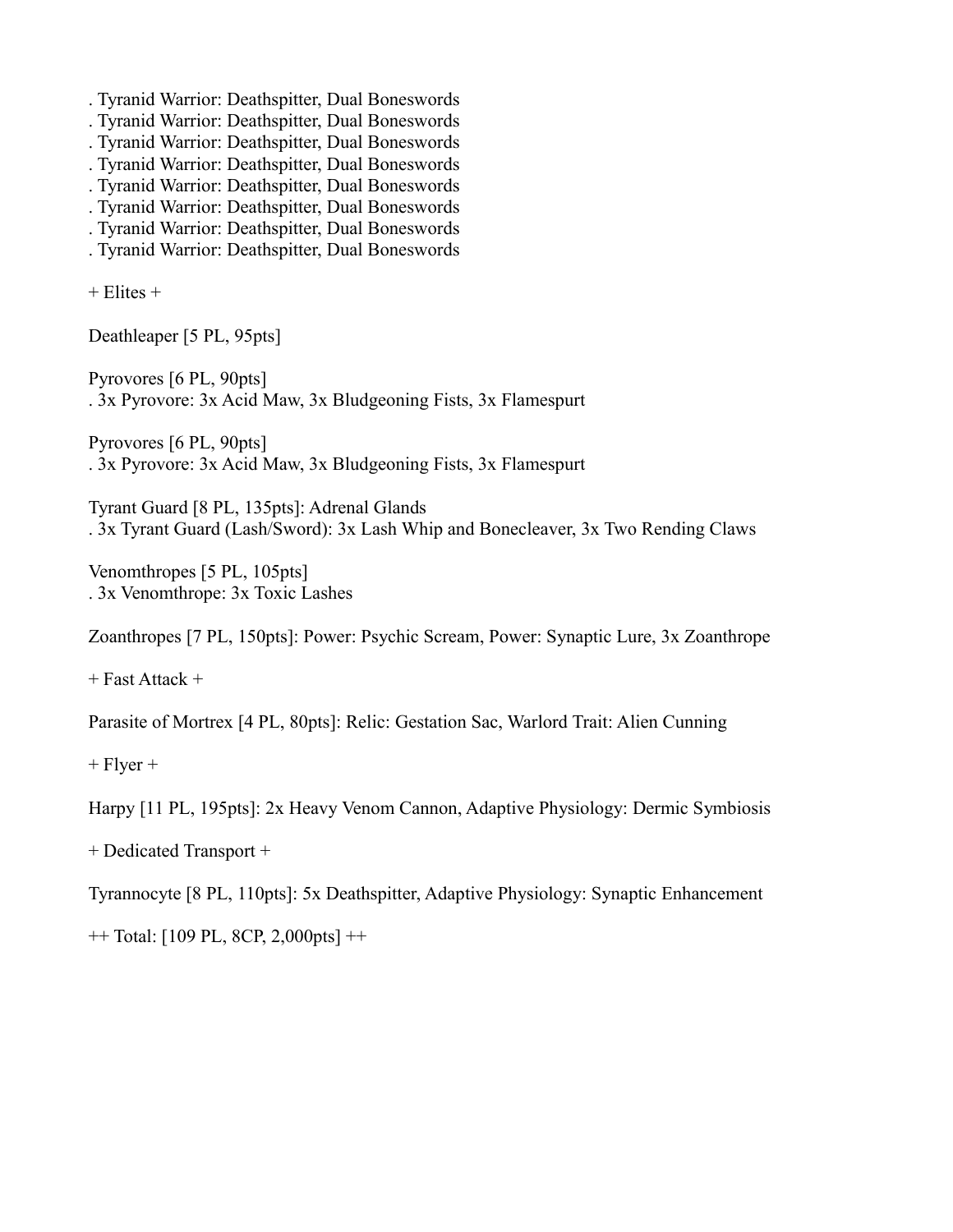. Tyranid Warrior: Deathspitter, Dual Boneswords
. Tyranid Warrior: Deathspitter, Dual Boneswords
. Tyranid Warrior: Deathspitter, Dual Boneswords
. Tyranid Warrior: Deathspitter, Dual Boneswords
. Tyranid Warrior: Deathspitter, Dual Boneswords
. Tyranid Warrior: Deathspitter, Dual Boneswords
. Tyranid Warrior: Deathspitter, Dual Boneswords
. Tyranid Warrior: Deathspitter, Dual Boneswords

+ Elites +

Deathleaper [5 PL, 95pts]

Pyrovores [6 PL, 90pts]
. 3x Pyrovore: 3x Acid Maw, 3x Bludgeoning Fists, 3x Flamespurt

Pyrovores [6 PL, 90pts]
. 3x Pyrovore: 3x Acid Maw, 3x Bludgeoning Fists, 3x Flamespurt

Tyrant Guard [8 PL, 135pts]: Adrenal Glands
. 3x Tyrant Guard (Lash/Sword): 3x Lash Whip and Bonecleaver, 3x Two Rending Claws

Venomthropes [5 PL, 105pts]
. 3x Venomthrope: 3x Toxic Lashes

Zoanthropes [7 PL, 150pts]: Power: Psychic Scream, Power: Synaptic Lure, 3x Zoanthrope

+ Fast Attack +

Parasite of Mortrex [4 PL, 80pts]: Relic: Gestation Sac, Warlord Trait: Alien Cunning

+ Flyer +

Harpy [11 PL, 195pts]: 2x Heavy Venom Cannon, Adaptive Physiology: Dermic Symbiosis

+ Dedicated Transport +

Tyrannocyte [8 PL, 110pts]: 5x Deathspitter, Adaptive Physiology: Synaptic Enhancement

++ Total: [109 PL, 8CP, 2,000pts] ++